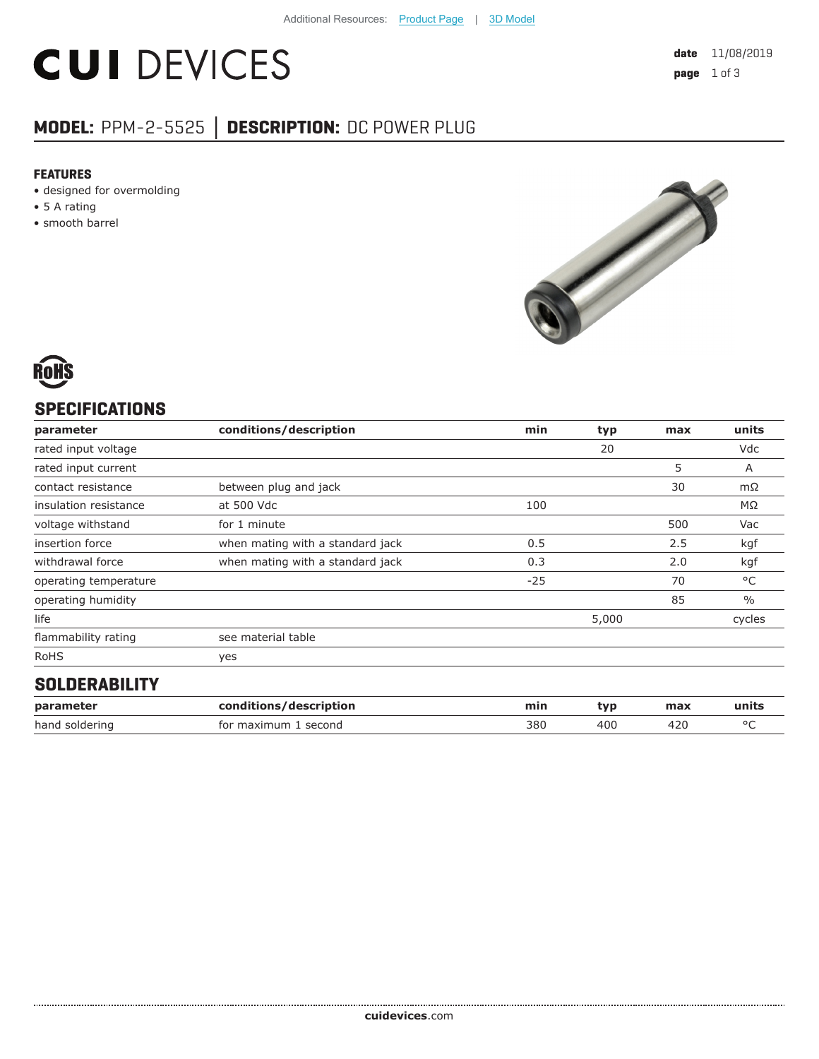Additional Resources: Product Page | 3D Model

# CUI DEVICES

**date** 11/08/2019

## MODEL: PPM-2-5525 | DESCRIPTION: DC POWER PLUG

### FEATURES

- designed for overmolding
- 5 A rating
- smooth barrel

RoHS

## SPECIFICATIONS

| parameter | conditions/description | min | typ | max | units |
|---|---|---|---|---|---|
| rated input voltage | | | 20 | | Vdc |
| rated input current | | | | 5 | A |
| contact resistance | between plug and jack | | | 30 | mΩ |
| insulation resistance | at 500 Vdc | 100 | | | MΩ |
| voltage withstand | for 1 minute | | | 500 | Vac |
| insertion force | when mating with a standard jack | 0.5 | | 2.5 | kgf |
| withdrawal force | when mating with a standard jack | 0.3 | | 2.0 | kgf |
| operating temperature | | -25 | | 70 | °C |
| operating humidity | | | | 85 | % |
| life | | | 5,000 | | cycles |
| flammability rating | see material table | | | | |
| RoHS | yes | | | | |

## SOLDERABILITY

| parameter | conditions/description | min | typ | max | units |
|---|---|---|---|---|---|
| hand soldering | for maximum 1 second | 380 | 400 | 420 | °C |

**cuidevices**.com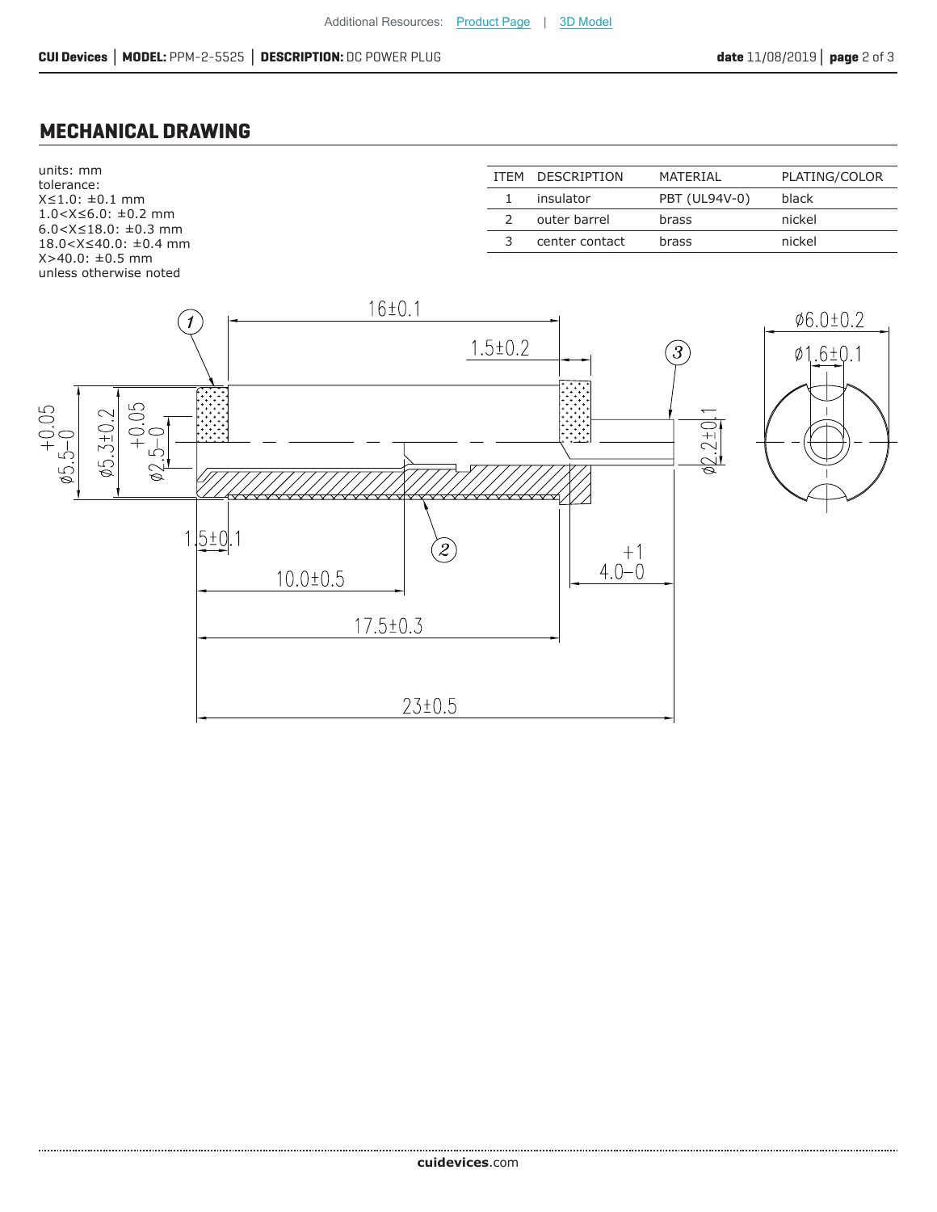## MECHANICAL DRAWING

units: mm
tolerance:
X≤1.0: ±0.1 mm
1.0<X≤6.0: ±0.2 mm
6.0<X≤18.0: ±0.3 mm
18.0<X≤40.0: ±0.4 mm
X>40.0: ±0.5 mm
unless otherwise noted

| ITEM | DESCRIPTION | MATERIAL | PLATING/COLOR |
|---|---|---|---|
| 1 | insulator | PBT (UL94V-0) | black |
| 2 | outer barrel | brass | nickel |
| 3 | center contact | brass | nickel |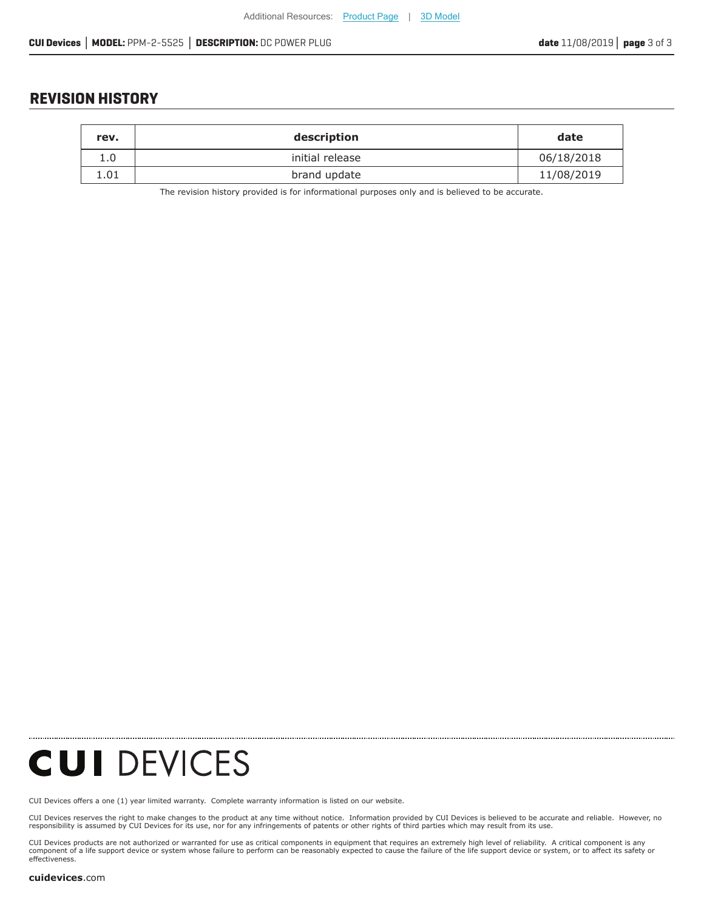## REVISION HISTORY

| rev. | description | date |
|---|---|---|
| 1.0 | initial release | 06/18/2018 |
| 1.01 | brand update | 11/08/2019 |

The revision history provided is for informational purposes only and is believed to be accurate.

CUI DEVICES

CUI Devices offers a one (1) year limited warranty. Complete warranty information is listed on our website.

CUI Devices reserves the right to make changes to the product at any time without notice. Information provided by CUI Devices is believed to be accurate and reliable. However, no responsibility is assumed by CUI Devices for its use, nor for any infringements of patents or other rights of third parties which may result from its use.

CUI Devices products are not authorized or warranted for use as critical components in equipment that requires an extremely high level of reliability. A critical component is any component of a life support device or system whose failure to perform can be reasonably expected to cause the failure of the life support device or system, or to affect its safety or effectiveness.

**cuidevices**.com